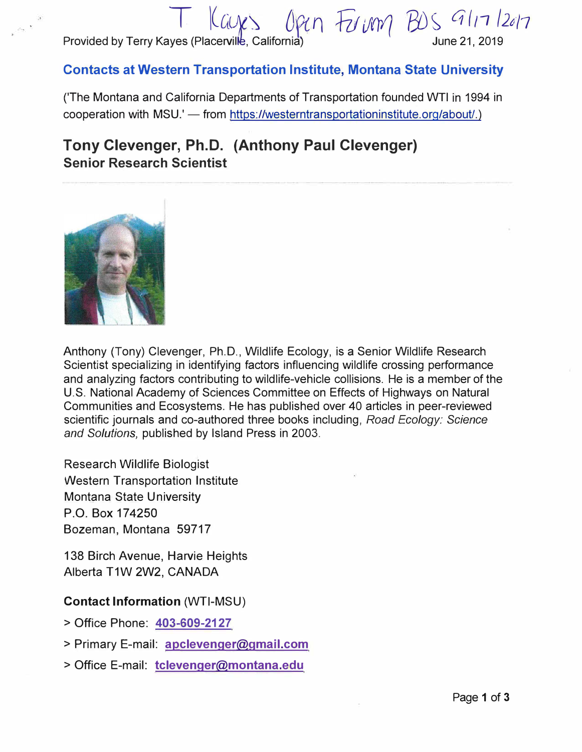T Kayes Open Forum BOS 9/17/2019

Provided by Terry Kayes (Placerville, California) June 21, 2019

## Contacts at Western Transportation Institute, Montana State University

('The Montana and California Departments of Transportation founded WTI in 1994 in cooperation with MSU.' — from https://westerntransportationinstitute.org/about/.)

# Tony Clevenger, Ph.D. (Anthony Paul Clevenger)

### Senior Research Scientist

Anthony (Tony) Clevenger, Ph.D., Wildlife Ecology, is a Senior Wildlife Research Scientist specializing in identifying factors influencing wildlife crossing performance and analyzing factors contributing to wildlife-vehicle collisions. He is a member of the U.S. National Academy of Sciences Committee on Effects of Highways on Natural Communities and Ecosystems. He has published over 40 articles in peer-reviewed scientific journals and co-authored three books including, *Road Ecology: Science and Solutions,* published by Island Press in 2003.

Research Wildlife Biologist
Western Transportation Institute
Montana State University
P.O. Box 174250
Bozeman, Montana 59717

138 Birch Avenue, Harvie Heights
Alberta T1W 2W2, CANADA

**Contact Information** (WTI-MSU)

> Office Phone: **403-609-2127**

> Primary E-mail: **apclevenger@gmail.com**

> Office E-mail: **tclevenger@montana.edu**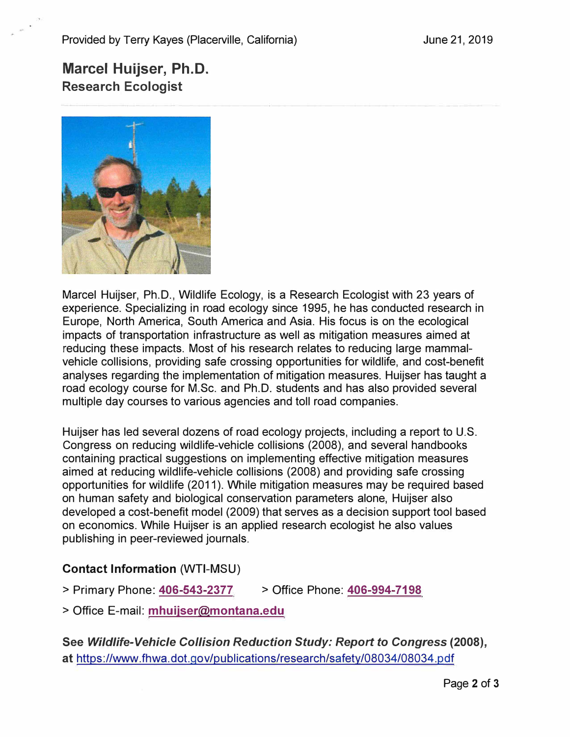Provided by Terry Kayes (Placerville, California) June 21, 2019

# Marcel Huijser, Ph.D.
## Research Ecologist

Marcel Huijser, Ph.D., Wildlife Ecology, is a Research Ecologist with 23 years of experience. Specializing in road ecology since 1995, he has conducted research in Europe, North America, South America and Asia. His focus is on the ecological impacts of transportation infrastructure as well as mitigation measures aimed at reducing these impacts. Most of his research relates to reducing large mammal-vehicle collisions, providing safe crossing opportunities for wildlife, and cost-benefit analyses regarding the implementation of mitigation measures. Huijser has taught a road ecology course for M.Sc. and Ph.D. students and has also provided several multiple day courses to various agencies and toll road companies.

Huijser has led several dozens of road ecology projects, including a report to U.S. Congress on reducing wildlife-vehicle collisions (2008), and several handbooks containing practical suggestions on implementing effective mitigation measures aimed at reducing wildlife-vehicle collisions (2008) and providing safe crossing opportunities for wildlife (2011). While mitigation measures may be required based on human safety and biological conservation parameters alone, Huijser also developed a cost-benefit model (2009) that serves as a decision support tool based on economics. While Huijser is an applied research ecologist he also values publishing in peer-reviewed journals.

**Contact Information** (WTI-MSU)

> Primary Phone: **406-543-2377** > Office Phone: **406-994-7198**

> Office E-mail: **mhuijser@montana.edu**

**See *Wildlife-Vehicle Collision Reduction Study: Report to Congress* (2008), at** https://www.fhwa.dot.gov/publications/research/safety/08034/08034.pdf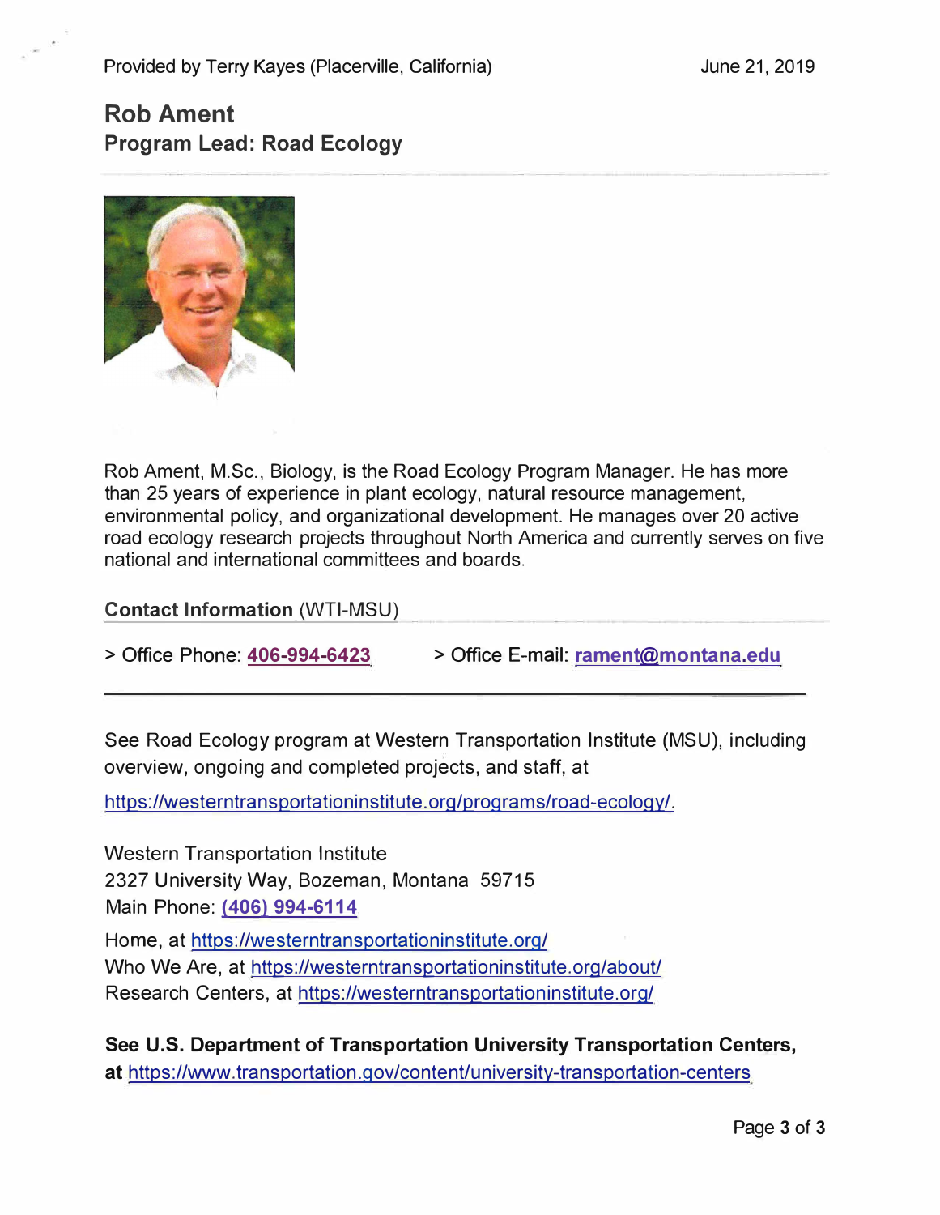Provided by Terry Kayes (Placerville, California) June 21, 2019

## Rob Ament
### Program Lead: Road Ecology

Rob Ament, M.Sc., Biology, is the Road Ecology Program Manager. He has more than 25 years of experience in plant ecology, natural resource management, environmental policy, and organizational development. He manages over 20 active road ecology research projects throughout North America and currently serves on five national and international committees and boards.

**Contact Information** (WTI-MSU)

> Office Phone: **406-994-6423** > Office E-mail: **rament@montana.edu**

---

See Road Ecology program at Western Transportation Institute (MSU), including overview, ongoing and completed projects, and staff, at

https://westerntransportationinstitute.org/programs/road-ecology/.

Western Transportation Institute
2327 University Way, Bozeman, Montana 59715
Main Phone: **(406) 994-6114**

Home, at https://westerntransportationinstitute.org/
Who We Are, at https://westerntransportationinstitute.org/about/
Research Centers, at https://westerntransportationinstitute.org/

**See U.S. Department of Transportation University Transportation Centers, at** https://www.transportation.gov/content/university-transportation-centers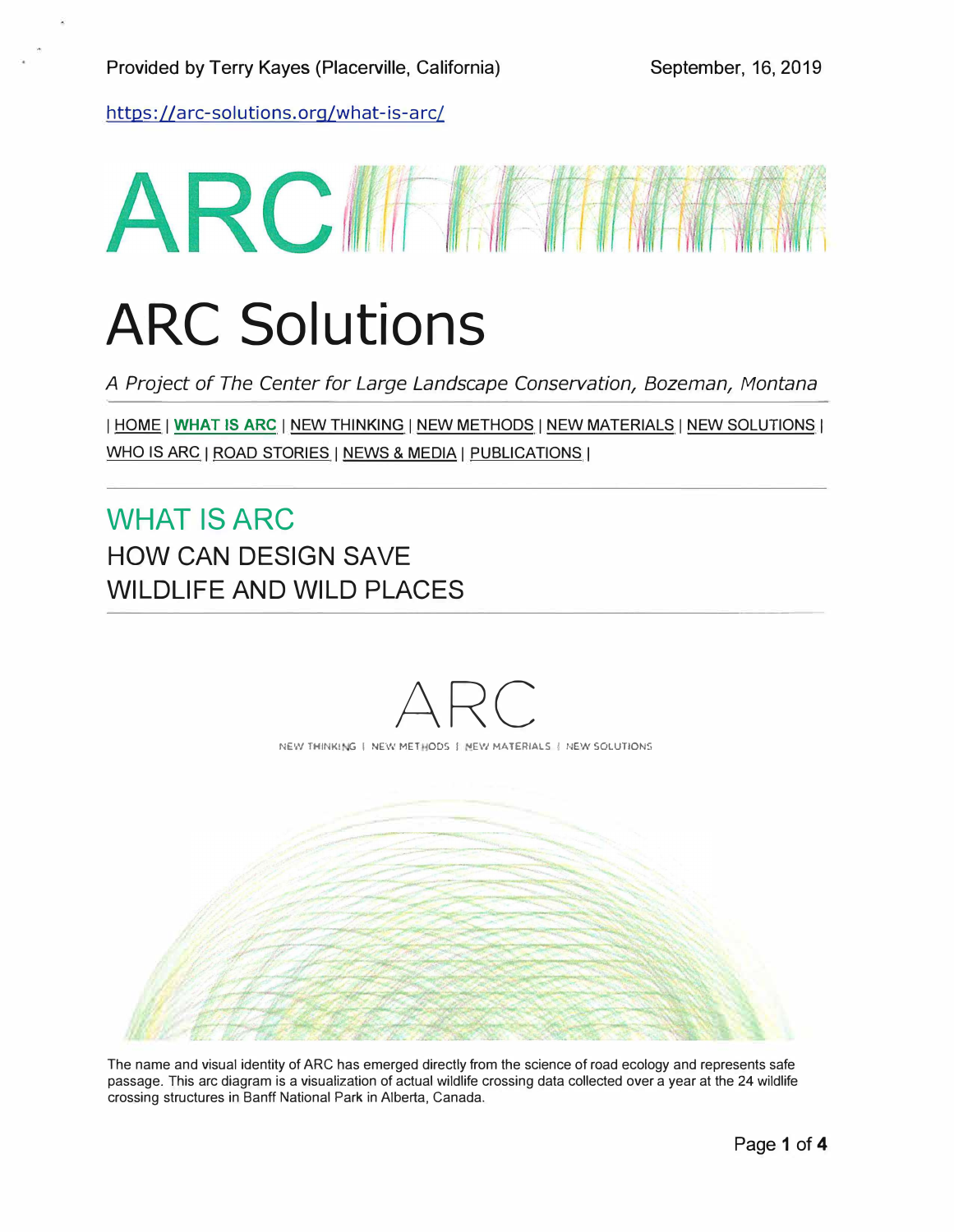Provided by Terry Kayes (Placerville, California) September, 16, 2019

https://arc-solutions.org/what-is-arc/

ARC

# ARC Solutions

*A Project of The Center for Large Landscape Conservation, Bozeman, Montana*

| HOME | WHAT IS ARC | NEW THINKING | NEW METHODS | NEW MATERIALS | NEW SOLUTIONS | WHO IS ARC | ROAD STORIES | NEWS & MEDIA | PUBLICATIONS |

## WHAT IS ARC

### HOW CAN DESIGN SAVE WILDLIFE AND WILD PLACES

ARC

NEW THINKING | NEW METHODS | NEW MATERIALS | NEW SOLUTIONS

The name and visual identity of ARC has emerged directly from the science of road ecology and represents safe passage. This arc diagram is a visualization of actual wildlife crossing data collected over a year at the 24 wildlife crossing structures in Banff National Park in Alberta, Canada.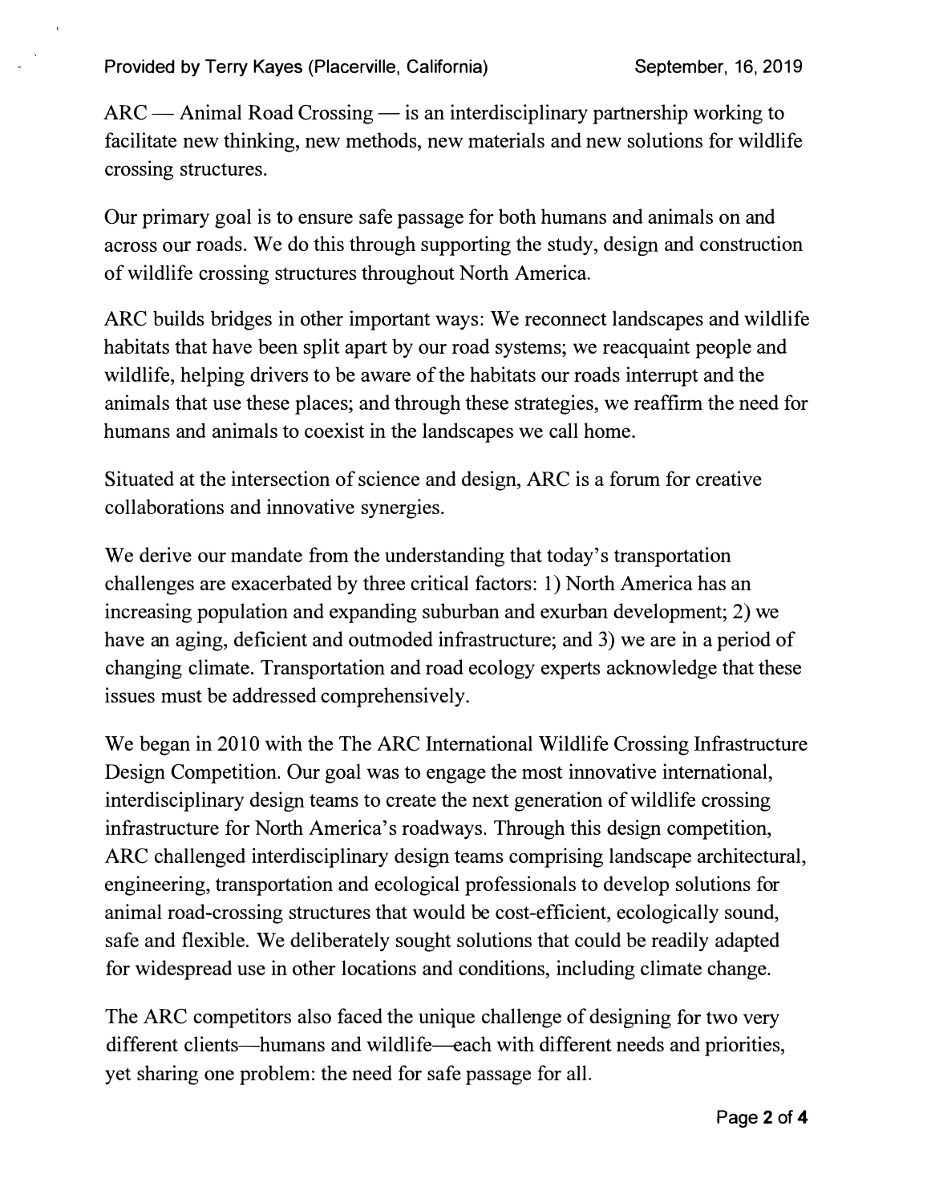ARC — Animal Road Crossing — is an interdisciplinary partnership working to facilitate new thinking, new methods, new materials and new solutions for wildlife crossing structures.

Our primary goal is to ensure safe passage for both humans and animals on and across our roads. We do this through supporting the study, design and construction of wildlife crossing structures throughout North America.

ARC builds bridges in other important ways: We reconnect landscapes and wildlife habitats that have been split apart by our road systems; we reacquaint people and wildlife, helping drivers to be aware of the habitats our roads interrupt and the animals that use these places; and through these strategies, we reaffirm the need for humans and animals to coexist in the landscapes we call home.

Situated at the intersection of science and design, ARC is a forum for creative collaborations and innovative synergies.

We derive our mandate from the understanding that today's transportation challenges are exacerbated by three critical factors: 1) North America has an increasing population and expanding suburban and exurban development; 2) we have an aging, deficient and outmoded infrastructure; and 3) we are in a period of changing climate. Transportation and road ecology experts acknowledge that these issues must be addressed comprehensively.

We began in 2010 with the The ARC International Wildlife Crossing Infrastructure Design Competition. Our goal was to engage the most innovative international, interdisciplinary design teams to create the next generation of wildlife crossing infrastructure for North America's roadways. Through this design competition, ARC challenged interdisciplinary design teams comprising landscape architectural, engineering, transportation and ecological professionals to develop solutions for animal road-crossing structures that would be cost-efficient, ecologically sound, safe and flexible. We deliberately sought solutions that could be readily adapted for widespread use in other locations and conditions, including climate change.

The ARC competitors also faced the unique challenge of designing for two very different clients—humans and wildlife—each with different needs and priorities, yet sharing one problem: the need for safe passage for all.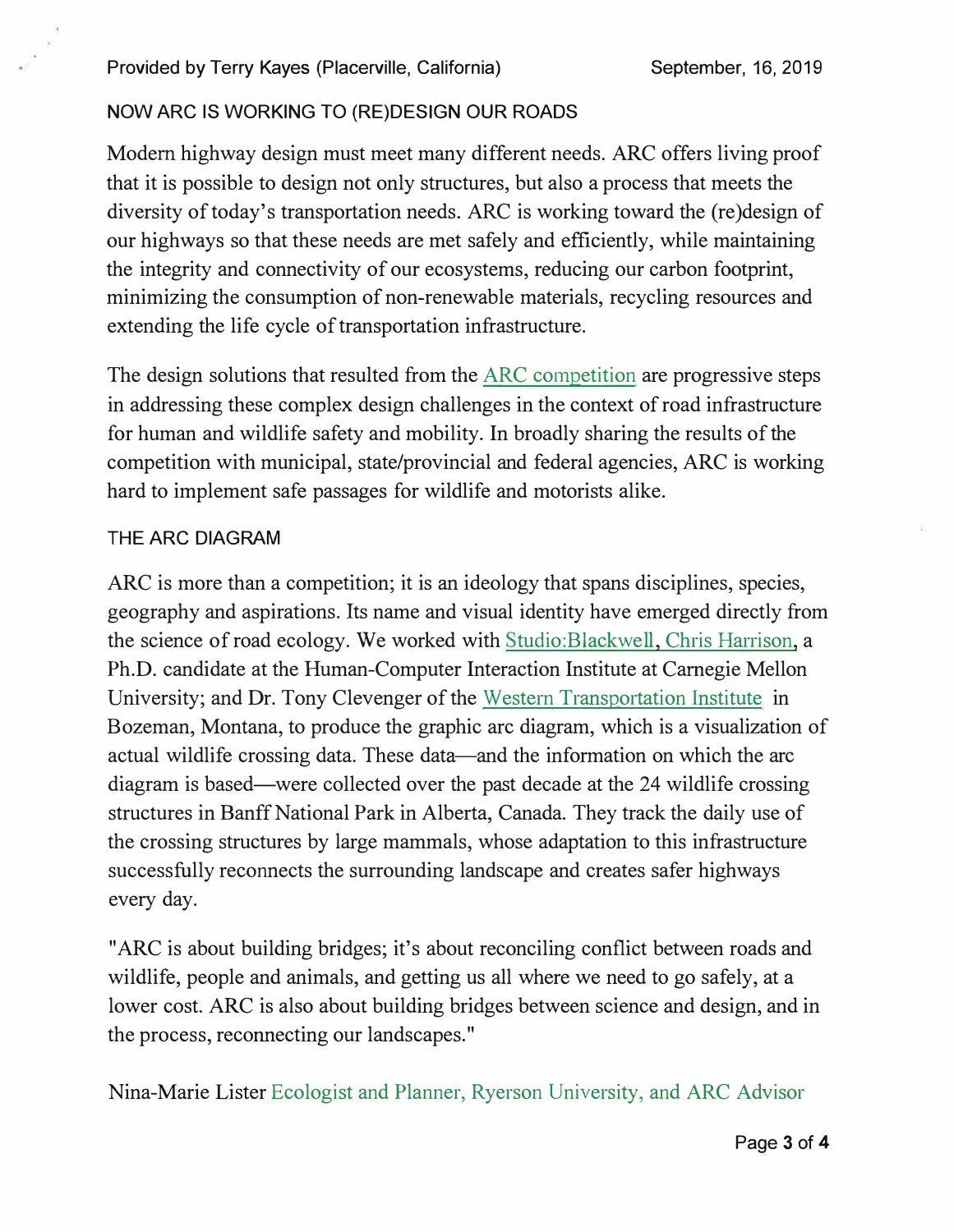Provided by Terry Kayes (Placerville, California) September, 16, 2019

## NOW ARC IS WORKING TO (RE)DESIGN OUR ROADS

Modern highway design must meet many different needs. ARC offers living proof that it is possible to design not only structures, but also a process that meets the diversity of today's transportation needs. ARC is working toward the (re)design of our highways so that these needs are met safely and efficiently, while maintaining the integrity and connectivity of our ecosystems, reducing our carbon footprint, minimizing the consumption of non-renewable materials, recycling resources and extending the life cycle of transportation infrastructure.

The design solutions that resulted from the ARC competition are progressive steps in addressing these complex design challenges in the context of road infrastructure for human and wildlife safety and mobility. In broadly sharing the results of the competition with municipal, state/provincial and federal agencies, ARC is working hard to implement safe passages for wildlife and motorists alike.

## THE ARC DIAGRAM

ARC is more than a competition; it is an ideology that spans disciplines, species, geography and aspirations. Its name and visual identity have emerged directly from the science of road ecology. We worked with Studio:Blackwell, Chris Harrison, a Ph.D. candidate at the Human-Computer Interaction Institute at Carnegie Mellon University; and Dr. Tony Clevenger of the Western Transportation Institute in Bozeman, Montana, to produce the graphic arc diagram, which is a visualization of actual wildlife crossing data. These data—and the information on which the arc diagram is based—were collected over the past decade at the 24 wildlife crossing structures in Banff National Park in Alberta, Canada. They track the daily use of the crossing structures by large mammals, whose adaptation to this infrastructure successfully reconnects the surrounding landscape and creates safer highways every day.

"ARC is about building bridges; it's about reconciling conflict between roads and wildlife, people and animals, and getting us all where we need to go safely, at a lower cost. ARC is also about building bridges between science and design, and in the process, reconnecting our landscapes."

Nina-Marie Lister Ecologist and Planner, Ryerson University, and ARC Advisor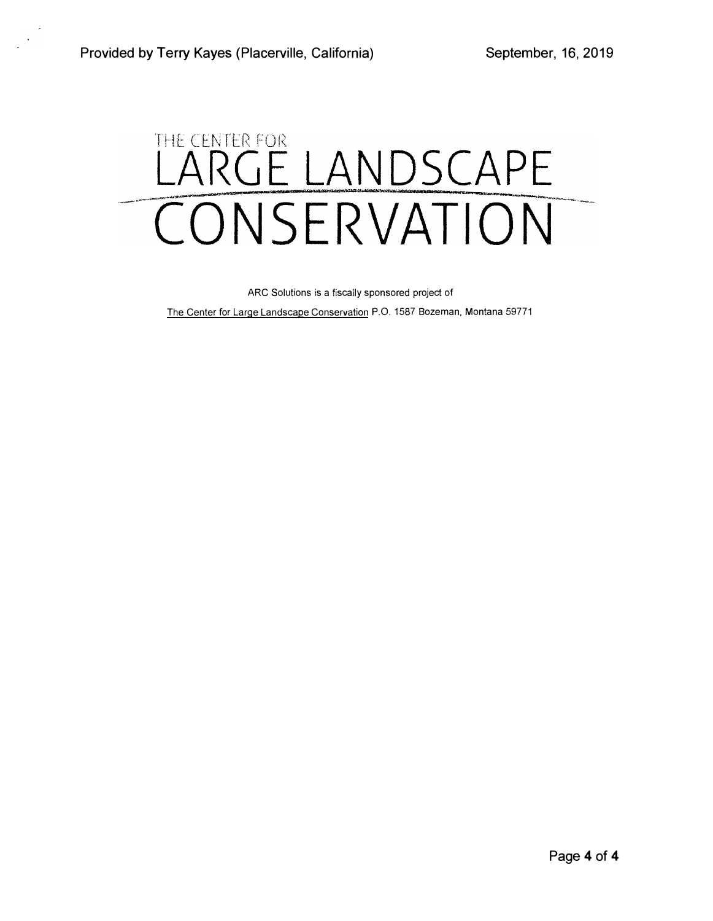# THE CENTER FOR LARGE LANDSCAPE CONSERVATION

ARC Solutions is a fiscally sponsored project of

The Center for Large Landscape Conservation P.O. 1587 Bozeman, Montana 59771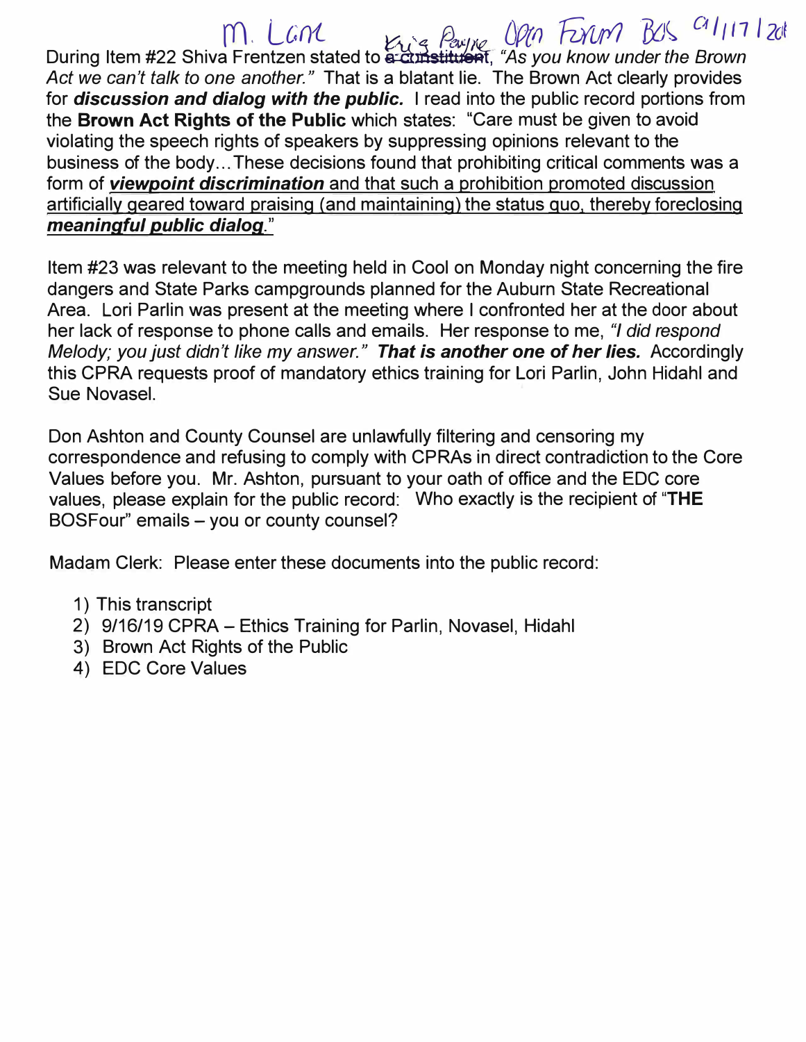M. Lane Open Forum BOS 9/17/2019

During Item #22 Shiva Frentzen stated to ~~a constituent~~ Kris Payne, *"As you know under the Brown Act we can't talk to one another."* That is a blatant lie. The Brown Act clearly provides for ***discussion and dialog with the public.*** I read into the public record portions from the **Brown Act Rights of the Public** which states: "Care must be given to avoid violating the speech rights of speakers by suppressing opinions relevant to the business of the body…These decisions found that prohibiting critical comments was a form of ***viewpoint discrimination*** and that such a prohibition promoted discussion artificially geared toward praising (and maintaining) the status quo, thereby foreclosing ***meaningful public dialog***."

Item #23 was relevant to the meeting held in Cool on Monday night concerning the fire dangers and State Parks campgrounds planned for the Auburn State Recreational Area. Lori Parlin was present at the meeting where I confronted her at the door about her lack of response to phone calls and emails. Her response to me, *"I did respond Melody; you just didn't like my answer."* ***That is another one of her lies.*** Accordingly this CPRA requests proof of mandatory ethics training for Lori Parlin, John Hidahl and Sue Novasel.

Don Ashton and County Counsel are unlawfully filtering and censoring my correspondence and refusing to comply with CPRAs in direct contradiction to the Core Values before you. Mr. Ashton, pursuant to your oath of office and the EDC core values, please explain for the public record: Who exactly is the recipient of "**THE** BOSFour" emails – you or county counsel?

Madam Clerk: Please enter these documents into the public record:

1) This transcript
2) 9/16/19 CPRA – Ethics Training for Parlin, Novasel, Hidahl
3) Brown Act Rights of the Public
4) EDC Core Values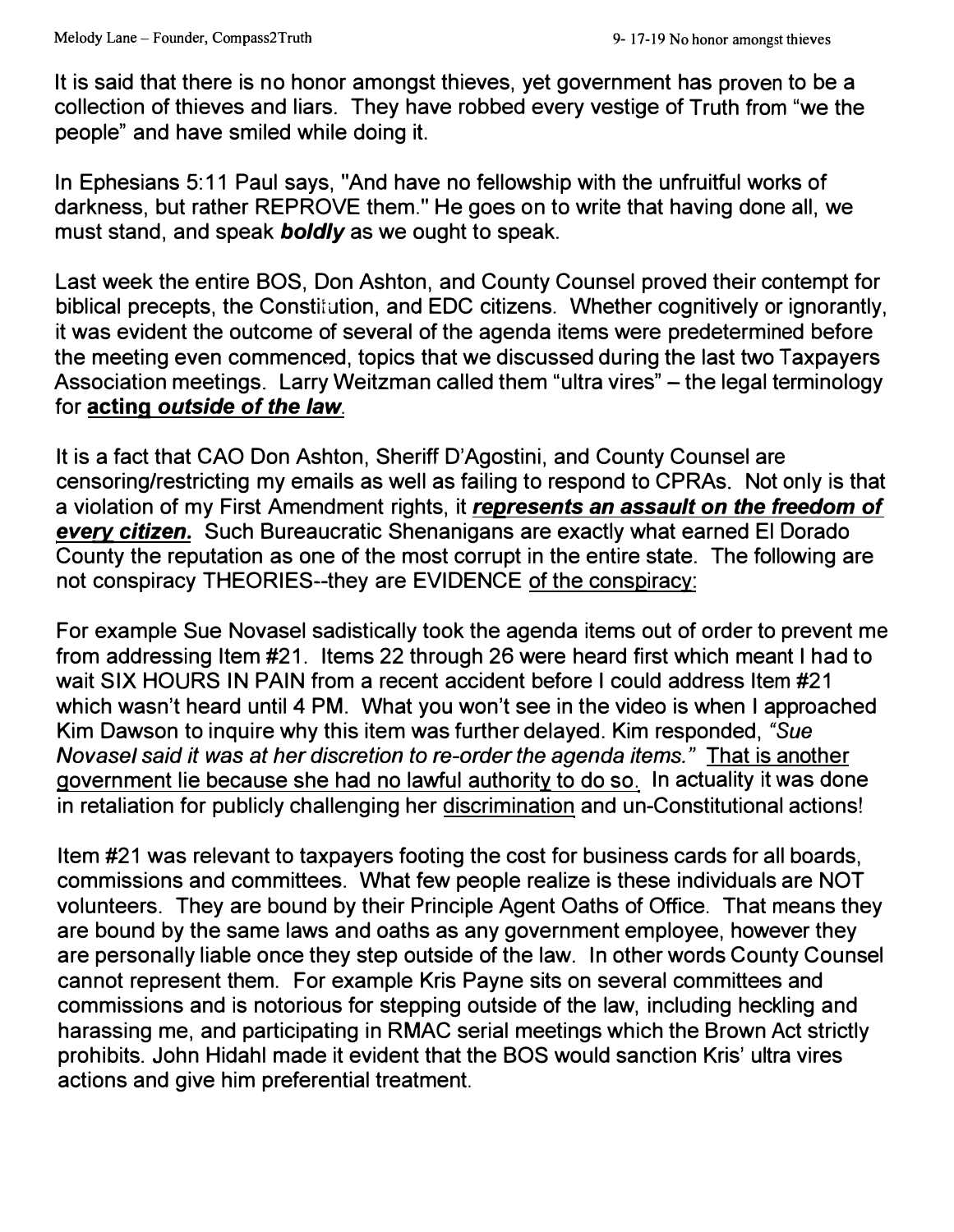It is said that there is no honor amongst thieves, yet government has proven to be a collection of thieves and liars. They have robbed every vestige of Truth from "we the people" and have smiled while doing it.

In Ephesians 5:11 Paul says, "And have no fellowship with the unfruitful works of darkness, but rather REPROVE them." He goes on to write that having done all, we must stand, and speak ***boldly*** as we ought to speak.

Last week the entire BOS, Don Ashton, and County Counsel proved their contempt for biblical precepts, the Constitution, and EDC citizens. Whether cognitively or ignorantly, it was evident the outcome of several of the agenda items were predetermined before the meeting even commenced, topics that we discussed during the last two Taxpayers Association meetings. Larry Weitzman called them "ultra vires" – the legal terminology for <u>**acting *outside of the law***</u>.

It is a fact that CAO Don Ashton, Sheriff D'Agostini, and County Counsel are censoring/restricting my emails as well as failing to respond to CPRAs. Not only is that a violation of my First Amendment rights, it <u>***represents an assault on the freedom of every citizen.***</u> Such Bureaucratic Shenanigans are exactly what earned El Dorado County the reputation as one of the most corrupt in the entire state. The following are not conspiracy THEORIES--they are EVIDENCE <u>of the conspiracy:</u>

For example Sue Novasel sadistically took the agenda items out of order to prevent me from addressing Item #21. Items 22 through 26 were heard first which meant I had to wait SIX HOURS IN PAIN from a recent accident before I could address Item #21 which wasn't heard until 4 PM. What you won't see in the video is when I approached Kim Dawson to inquire why this item was further delayed. Kim responded, *"Sue Novasel said it was at her discretion to re-order the agenda items."* <u>That is another government lie because she had no lawful authority to do so.</u> In actuality it was done in retaliation for publicly challenging her <u>discrimination</u> and un-Constitutional actions!

Item #21 was relevant to taxpayers footing the cost for business cards for all boards, commissions and committees. What few people realize is these individuals are NOT volunteers. They are bound by their Principle Agent Oaths of Office. That means they are bound by the same laws and oaths as any government employee, however they are personally liable once they step outside of the law. In other words County Counsel cannot represent them. For example Kris Payne sits on several committees and commissions and is notorious for stepping outside of the law, including heckling and harassing me, and participating in RMAC serial meetings which the Brown Act strictly prohibits. John Hidahl made it evident that the BOS would sanction Kris' ultra vires actions and give him preferential treatment.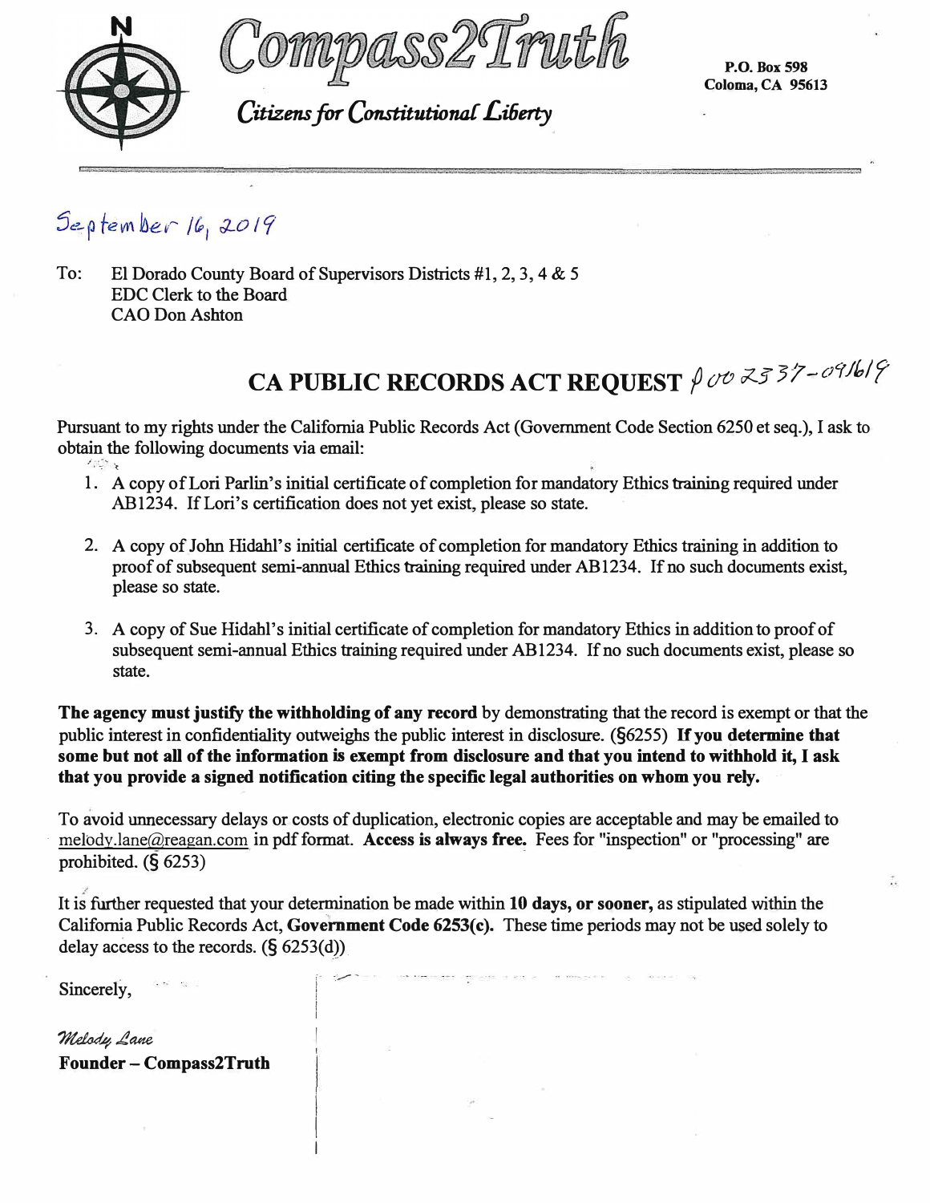# Compass2Truth

*Citizens for Constitutional Liberty*

**P.O. Box 598**
**Coloma, CA 95613**

September 16, 2019

To: El Dorado County Board of Supervisors Districts #1, 2, 3, 4 & 5
EDC Clerk to the Board
CAO Don Ashton

## CA PUBLIC RECORDS ACT REQUEST P002337-091619

Pursuant to my rights under the California Public Records Act (Government Code Section 6250 et seq.), I ask to obtain the following documents via email:

1. A copy of Lori Parlin's initial certificate of completion for mandatory Ethics training required under AB1234. If Lori's certification does not yet exist, please so state.

2. A copy of John Hidahl's initial certificate of completion for mandatory Ethics training in addition to proof of subsequent semi-annual Ethics training required under AB1234. If no such documents exist, please so state.

3. A copy of Sue Hidahl's initial certificate of completion for mandatory Ethics in addition to proof of subsequent semi-annual Ethics training required under AB1234. If no such documents exist, please so state.

**The agency must justify the withholding of any record** by demonstrating that the record is exempt or that the public interest in confidentiality outweighs the public interest in disclosure. (§6255) **If you determine that some but not all of the information is exempt from disclosure and that you intend to withhold it, I ask that you provide a signed notification citing the specific legal authorities on whom you rely.**

To avoid unnecessary delays or costs of duplication, electronic copies are acceptable and may be emailed to melody.lane@reagan.com in pdf format. **Access is always free.** Fees for "inspection" or "processing" are prohibited. (§ 6253)

It is further requested that your determination be made within **10 days, or sooner,** as stipulated within the California Public Records Act, **Government Code 6253(c).** These time periods may not be used solely to delay access to the records. (§ 6253(d))

Sincerely,

*Melody Lane*
**Founder – Compass2Truth**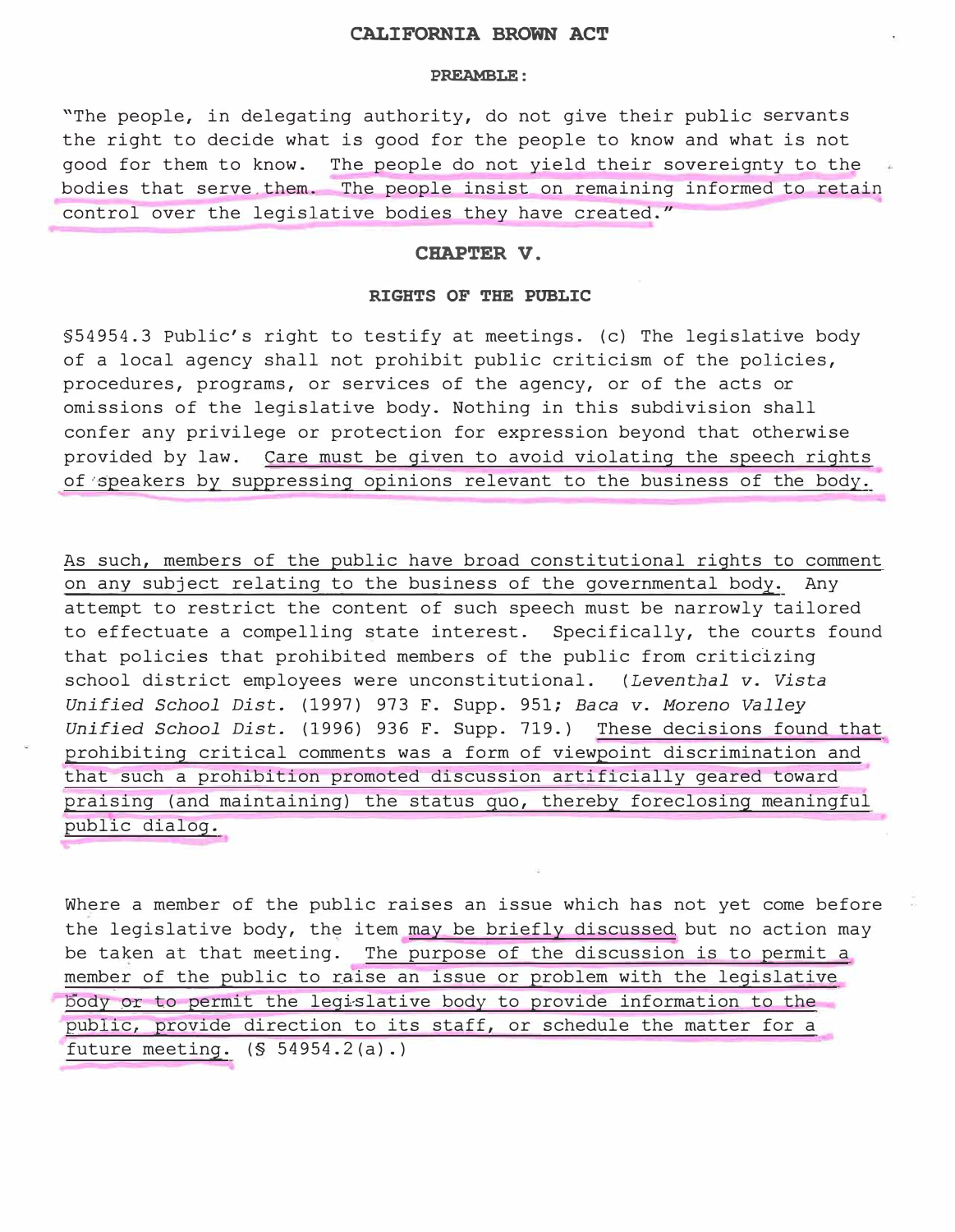# CALIFORNIA BROWN ACT

**PREAMBLE:**

"The people, in delegating authority, do not give their public servants the right to decide what is good for the people to know and what is not good for them to know. The people do not yield their sovereignty to the bodies that serve them. The people insist on remaining informed to retain control over the legislative bodies they have created."

## CHAPTER V.

### RIGHTS OF THE PUBLIC

§54954.3 Public's right to testify at meetings. (c) The legislative body of a local agency shall not prohibit public criticism of the policies, procedures, programs, or services of the agency, or of the acts or omissions of the legislative body. Nothing in this subdivision shall confer any privilege or protection for expression beyond that otherwise provided by law. Care must be given to avoid violating the speech rights of speakers by suppressing opinions relevant to the business of the body.

As such, members of the public have broad constitutional rights to comment on any subject relating to the business of the governmental body. Any attempt to restrict the content of such speech must be narrowly tailored to effectuate a compelling state interest. Specifically, the courts found that policies that prohibited members of the public from criticizing school district employees were unconstitutional. (*Leventhal v. Vista Unified School Dist.* (1997) 973 F. Supp. 951; *Baca v. Moreno Valley Unified School Dist.* (1996) 936 F. Supp. 719.) These decisions found that prohibiting critical comments was a form of viewpoint discrimination and that such a prohibition promoted discussion artificially geared toward praising (and maintaining) the status quo, thereby foreclosing meaningful public dialog.

Where a member of the public raises an issue which has not yet come before the legislative body, the item may be briefly discussed but no action may be taken at that meeting. The purpose of the discussion is to permit a member of the public to raise an issue or problem with the legislative body or to permit the legislative body to provide information to the public, provide direction to its staff, or schedule the matter for a future meeting. (§ 54954.2(a).)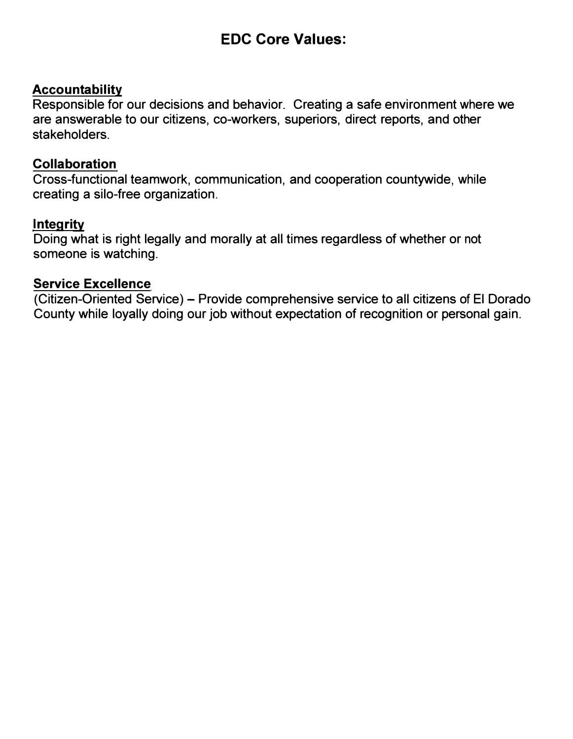# EDC Core Values:

**Accountability**

Responsible for our decisions and behavior. Creating a safe environment where we are answerable to our citizens, co-workers, superiors, direct reports, and other stakeholders.

**Collaboration**

Cross-functional teamwork, communication, and cooperation countywide, while creating a silo-free organization.

**Integrity**

Doing what is right legally and morally at all times regardless of whether or not someone is watching.

**Service Excellence**

(Citizen-Oriented Service) – Provide comprehensive service to all citizens of El Dorado County while loyally doing our job without expectation of recognition or personal gain.